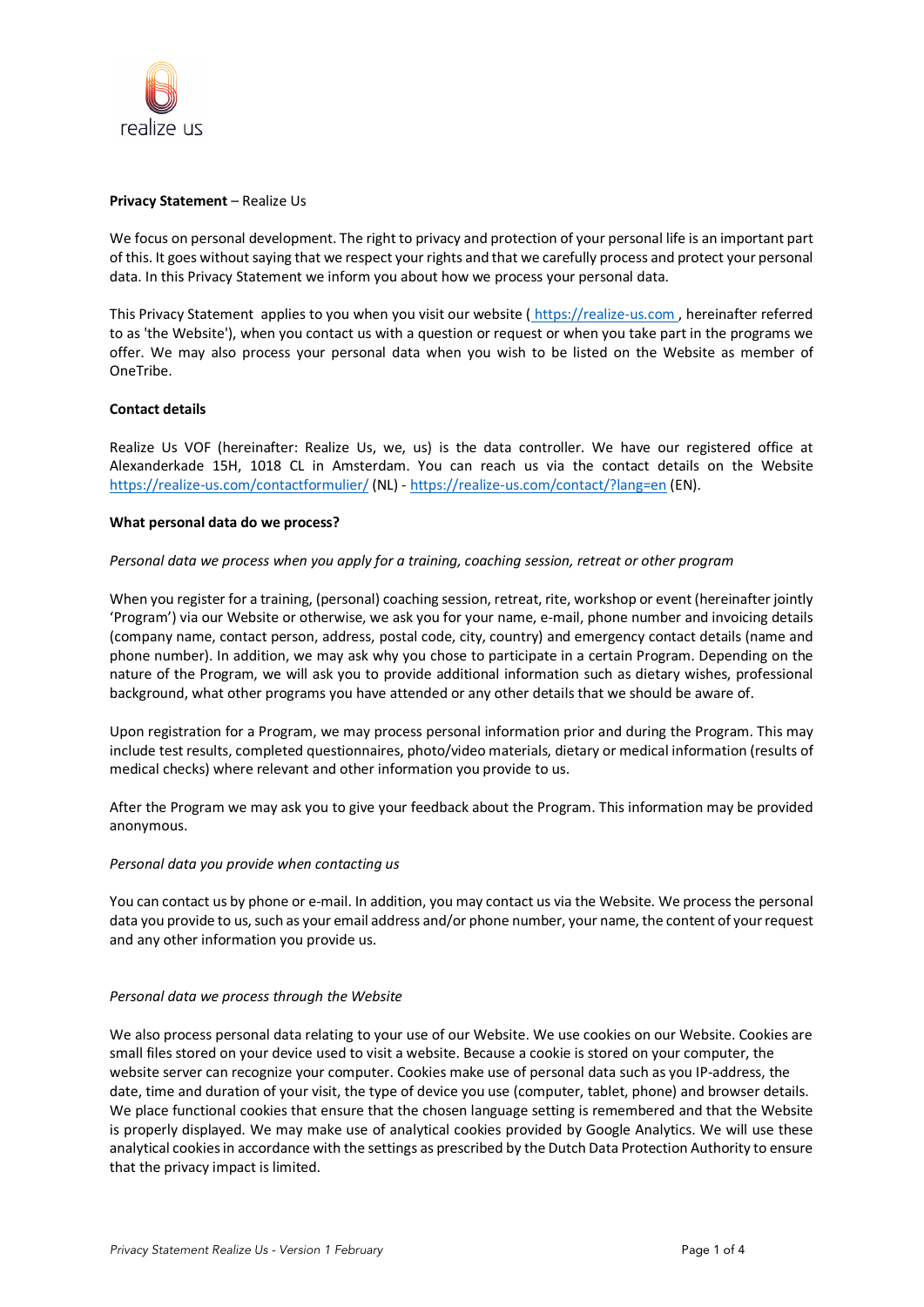**Privacy Statement** – Realize Us

We focus on personal development. The right to privacy and protection of your personal life is an important part of this. It goes without saying that we respect your rights and that we carefully process and protect your personal data. In this Privacy Statement we inform you about how we process your personal data.

This Privacy Statement applies to you when you visit our website ( https://realize-us.com , hereinafter referred to as 'the Website'), when you contact us with a question or request or when you take part in the programs we offer. We may also process your personal data when you wish to be listed on the Website as member of OneTribe.

**Contact details**

Realize Us VOF (hereinafter: Realize Us, we, us) is the data controller. We have our registered office at Alexanderkade 15H, 1018 CL in Amsterdam. You can reach us via the contact details on the Website https://realize-us.com/contactformulier/ (NL) - https://realize-us.com/contact/?lang=en (EN).

**What personal data do we process?**

*Personal data we process when you apply for a training, coaching session, retreat or other program*

When you register for a training, (personal) coaching session, retreat, rite, workshop or event (hereinafter jointly 'Program') via our Website or otherwise, we ask you for your name, e-mail, phone number and invoicing details (company name, contact person, address, postal code, city, country) and emergency contact details (name and phone number). In addition, we may ask why you chose to participate in a certain Program. Depending on the nature of the Program, we will ask you to provide additional information such as dietary wishes, professional background, what other programs you have attended or any other details that we should be aware of.

Upon registration for a Program, we may process personal information prior and during the Program. This may include test results, completed questionnaires, photo/video materials, dietary or medical information (results of medical checks) where relevant and other information you provide to us.

After the Program we may ask you to give your feedback about the Program. This information may be provided anonymous.

*Personal data you provide when contacting us*

You can contact us by phone or e-mail. In addition, you may contact us via the Website. We process the personal data you provide to us, such as your email address and/or phone number, your name, the content of your request and any other information you provide us.

*Personal data we process through the Website*

We also process personal data relating to your use of our Website. We use cookies on our Website. Cookies are small files stored on your device used to visit a website. Because a cookie is stored on your computer, the website server can recognize your computer. Cookies make use of personal data such as you IP-address, the date, time and duration of your visit, the type of device you use (computer, tablet, phone) and browser details. We place functional cookies that ensure that the chosen language setting is remembered and that the Website is properly displayed. We may make use of analytical cookies provided by Google Analytics. We will use these analytical cookies in accordance with the settings as prescribed by the Dutch Data Protection Authority to ensure that the privacy impact is limited.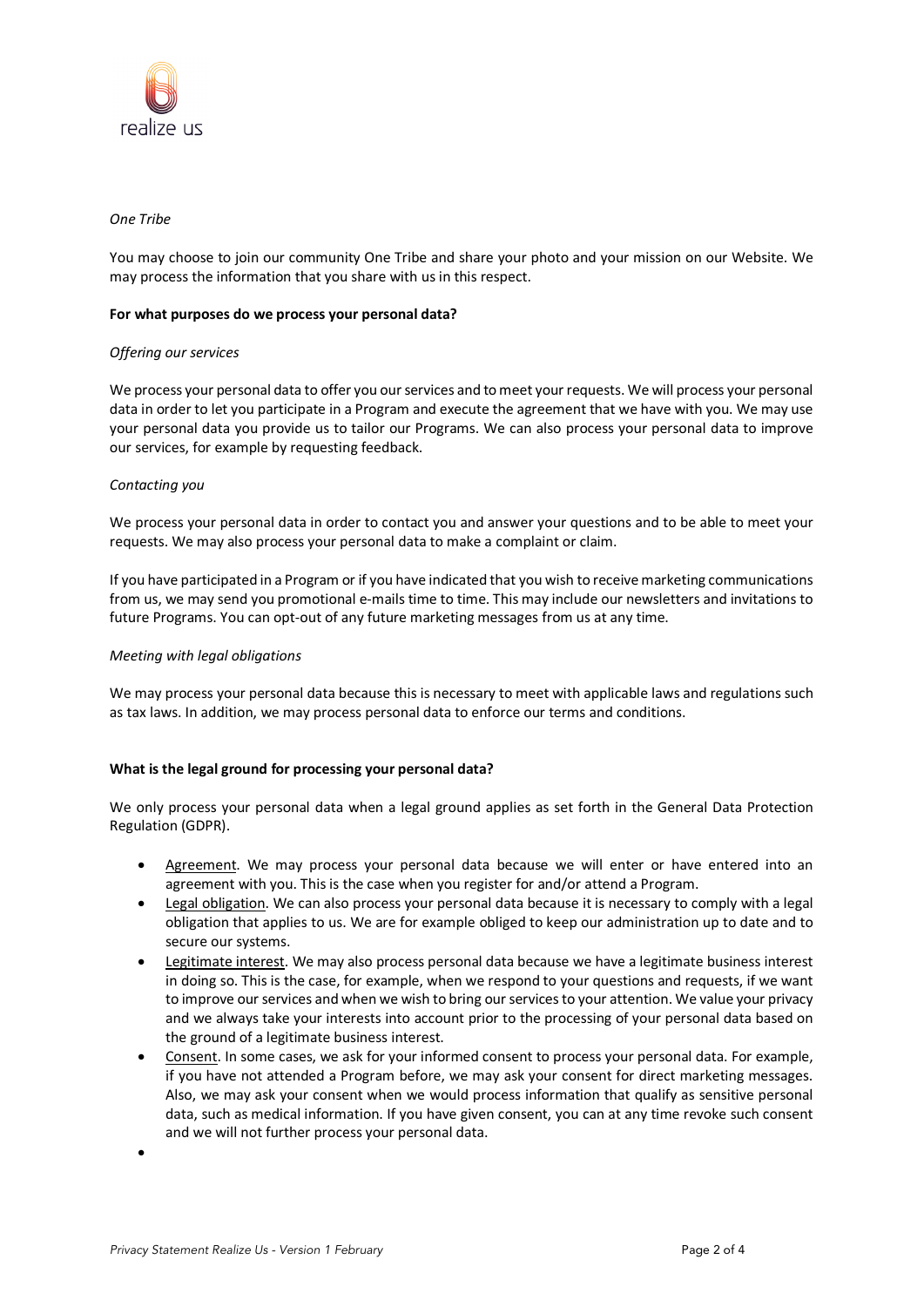*One Tribe*

You may choose to join our community One Tribe and share your photo and your mission on our Website. We may process the information that you share with us in this respect.

**For what purposes do we process your personal data?**

*Offering our services*

We process your personal data to offer you our services and to meet your requests. We will process your personal data in order to let you participate in a Program and execute the agreement that we have with you. We may use your personal data you provide us to tailor our Programs. We can also process your personal data to improve our services, for example by requesting feedback.

*Contacting you*

We process your personal data in order to contact you and answer your questions and to be able to meet your requests. We may also process your personal data to make a complaint or claim.

If you have participated in a Program or if you have indicated that you wish to receive marketing communications from us, we may send you promotional e-mails time to time. This may include our newsletters and invitations to future Programs. You can opt-out of any future marketing messages from us at any time.

*Meeting with legal obligations*

We may process your personal data because this is necessary to meet with applicable laws and regulations such as tax laws. In addition, we may process personal data to enforce our terms and conditions.

**What is the legal ground for processing your personal data?**

We only process your personal data when a legal ground applies as set forth in the General Data Protection Regulation (GDPR).

- Agreement. We may process your personal data because we will enter or have entered into an agreement with you. This is the case when you register for and/or attend a Program.
- Legal obligation. We can also process your personal data because it is necessary to comply with a legal obligation that applies to us. We are for example obliged to keep our administration up to date and to secure our systems.
- Legitimate interest. We may also process personal data because we have a legitimate business interest in doing so. This is the case, for example, when we respond to your questions and requests, if we want to improve our services and when we wish to bring our services to your attention. We value your privacy and we always take your interests into account prior to the processing of your personal data based on the ground of a legitimate business interest.
- Consent. In some cases, we ask for your informed consent to process your personal data. For example, if you have not attended a Program before, we may ask your consent for direct marketing messages. Also, we may ask your consent when we would process information that qualify as sensitive personal data, such as medical information. If you have given consent, you can at any time revoke such consent and we will not further process your personal data.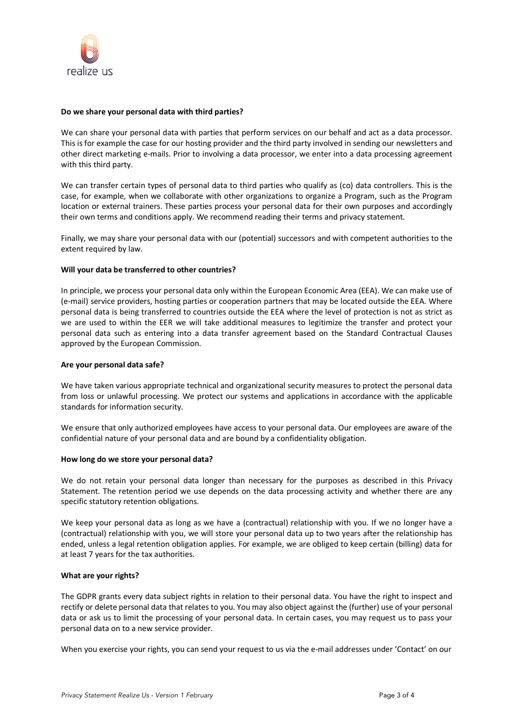**Do we share your personal data with third parties?**

We can share your personal data with parties that perform services on our behalf and act as a data processor. This is for example the case for our hosting provider and the third party involved in sending our newsletters and other direct marketing e-mails. Prior to involving a data processor, we enter into a data processing agreement with this third party.

We can transfer certain types of personal data to third parties who qualify as (co) data controllers. This is the case, for example, when we collaborate with other organizations to organize a Program, such as the Program location or external trainers. These parties process your personal data for their own purposes and accordingly their own terms and conditions apply. We recommend reading their terms and privacy statement.

Finally, we may share your personal data with our (potential) successors and with competent authorities to the extent required by law.

**Will your data be transferred to other countries?**

In principle, we process your personal data only within the European Economic Area (EEA). We can make use of (e-mail) service providers, hosting parties or cooperation partners that may be located outside the EEA. Where personal data is being transferred to countries outside the EEA where the level of protection is not as strict as we are used to within the EER we will take additional measures to legitimize the transfer and protect your personal data such as entering into a data transfer agreement based on the Standard Contractual Clauses approved by the European Commission.

**Are your personal data safe?**

We have taken various appropriate technical and organizational security measures to protect the personal data from loss or unlawful processing. We protect our systems and applications in accordance with the applicable standards for information security.

We ensure that only authorized employees have access to your personal data. Our employees are aware of the confidential nature of your personal data and are bound by a confidentiality obligation.

**How long do we store your personal data?**

We do not retain your personal data longer than necessary for the purposes as described in this Privacy Statement. The retention period we use depends on the data processing activity and whether there are any specific statutory retention obligations.

We keep your personal data as long as we have a (contractual) relationship with you. If we no longer have a (contractual) relationship with you, we will store your personal data up to two years after the relationship has ended, unless a legal retention obligation applies. For example, we are obliged to keep certain (billing) data for at least 7 years for the tax authorities.

**What are your rights?**

The GDPR grants every data subject rights in relation to their personal data. You have the right to inspect and rectify or delete personal data that relates to you. You may also object against the (further) use of your personal data or ask us to limit the processing of your personal data. In certain cases, you may request us to pass your personal data on to a new service provider.

When you exercise your rights, you can send your request to us via the e-mail addresses under 'Contact' on our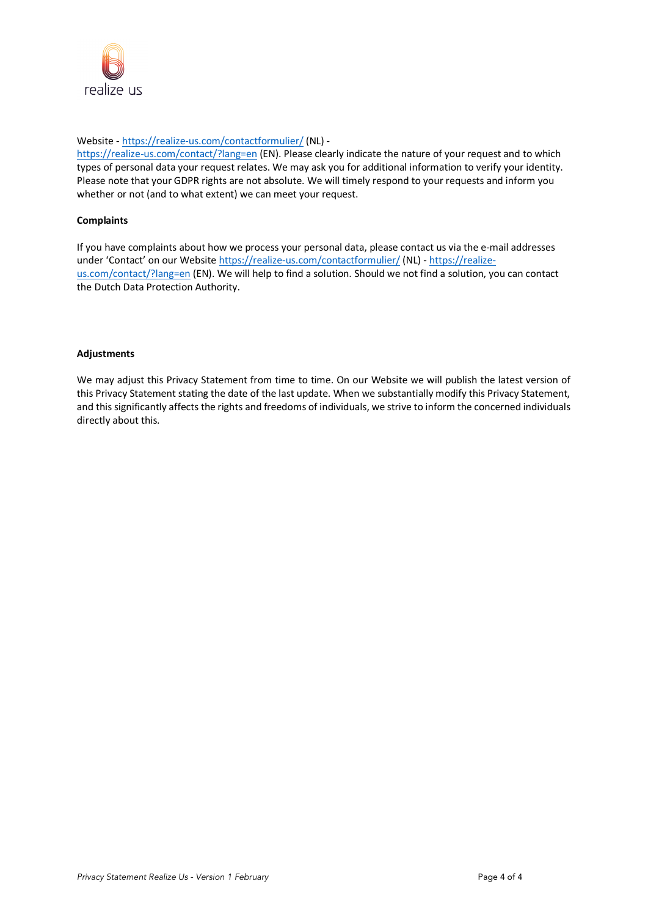Website - https://realize-us.com/contactformulier/ (NL) - https://realize-us.com/contact/?lang=en (EN). Please clearly indicate the nature of your request and to which types of personal data your request relates. We may ask you for additional information to verify your identity. Please note that your GDPR rights are not absolute. We will timely respond to your requests and inform you whether or not (and to what extent) we can meet your request.

**Complaints**

If you have complaints about how we process your personal data, please contact us via the e-mail addresses under 'Contact' on our Website https://realize-us.com/contactformulier/ (NL) - https://realize-us.com/contact/?lang=en (EN). We will help to find a solution. Should we not find a solution, you can contact the Dutch Data Protection Authority.

**Adjustments**

We may adjust this Privacy Statement from time to time. On our Website we will publish the latest version of this Privacy Statement stating the date of the last update. When we substantially modify this Privacy Statement, and this significantly affects the rights and freedoms of individuals, we strive to inform the concerned individuals directly about this.